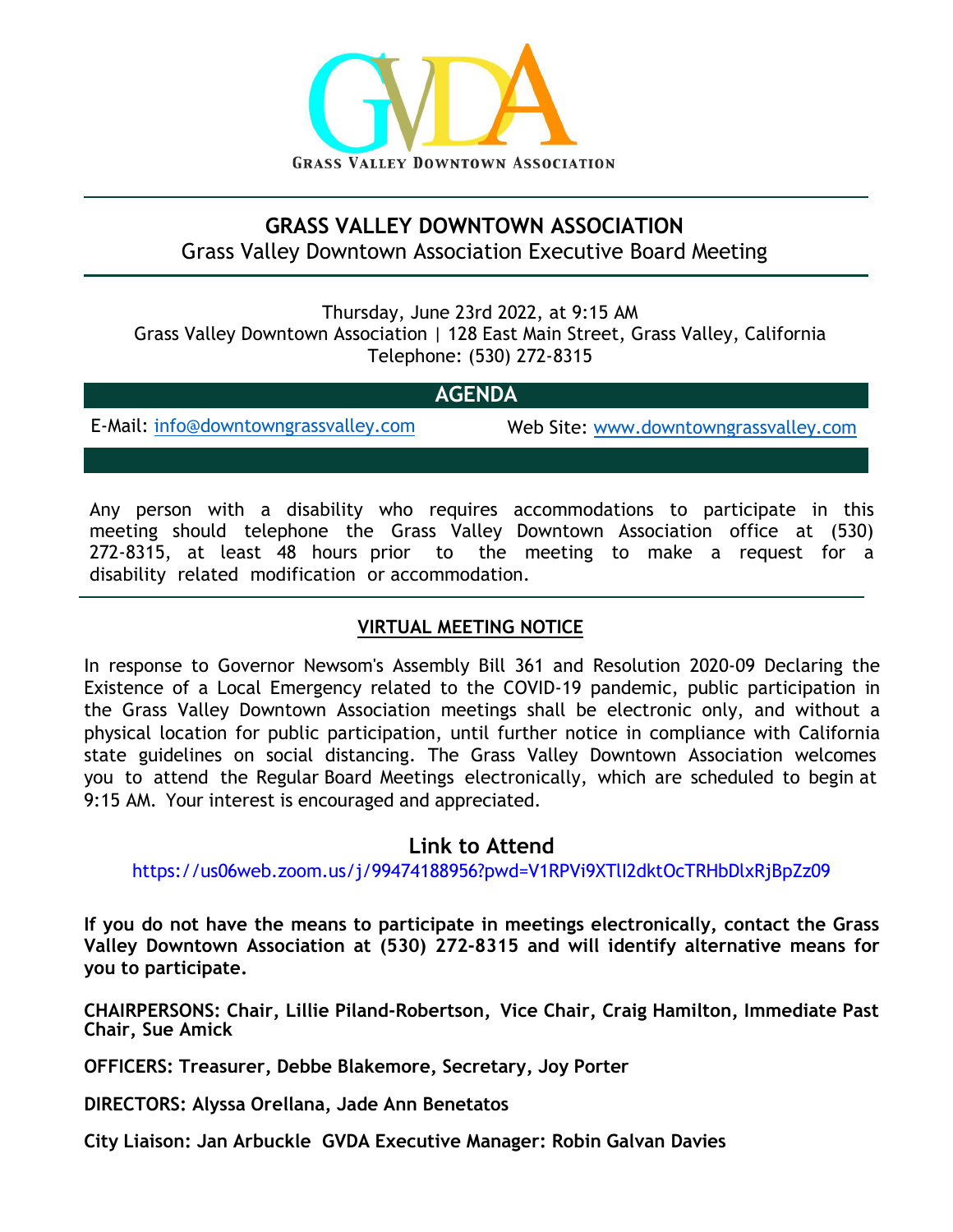GVDA

GRASS VALLEY DOWNTOWN ASSOCIATION

# GRASS VALLEY DOWNTOWN ASSOCIATION

## Grass Valley Downtown Association Executive Board Meeting

Thursday, June 23rd 2022, at 9:15 AM
Grass Valley Downtown Association | 128 East Main Street, Grass Valley, California
Telephone: (530) 272-8315

## AGENDA

E-Mail: info@downtowngrassvalley.com Web Site: www.downtowngrassvalley.com

Any person with a disability who requires accommodations to participate in this meeting should telephone the Grass Valley Downtown Association office at (530) 272-8315, at least 48 hours prior to the meeting to make a request for a disability related modification or accommodation.

### VIRTUAL MEETING NOTICE

In response to Governor Newsom's Assembly Bill 361 and Resolution 2020-09 Declaring the Existence of a Local Emergency related to the COVID-19 pandemic, public participation in the Grass Valley Downtown Association meetings shall be electronic only, and without a physical location for public participation, until further notice in compliance with California state guidelines on social distancing. The Grass Valley Downtown Association welcomes you to attend the Regular Board Meetings electronically, which are scheduled to begin at 9:15 AM. Your interest is encouraged and appreciated.

### Link to Attend

https://us06web.zoom.us/j/99474188956?pwd=V1RPVi9XTlI2dktOcTRHbDlxRjBpZz09

**If you do not have the means to participate in meetings electronically, contact the Grass Valley Downtown Association at (530) 272-8315 and will identify alternative means for you to participate.**

**CHAIRPERSONS: Chair, Lillie Piland-Robertson, Vice Chair, Craig Hamilton, Immediate Past Chair, Sue Amick**

**OFFICERS: Treasurer, Debbe Blakemore, Secretary, Joy Porter**

**DIRECTORS: Alyssa Orellana, Jade Ann Benetatos**

**City Liaison: Jan Arbuckle GVDA Executive Manager: Robin Galvan Davies**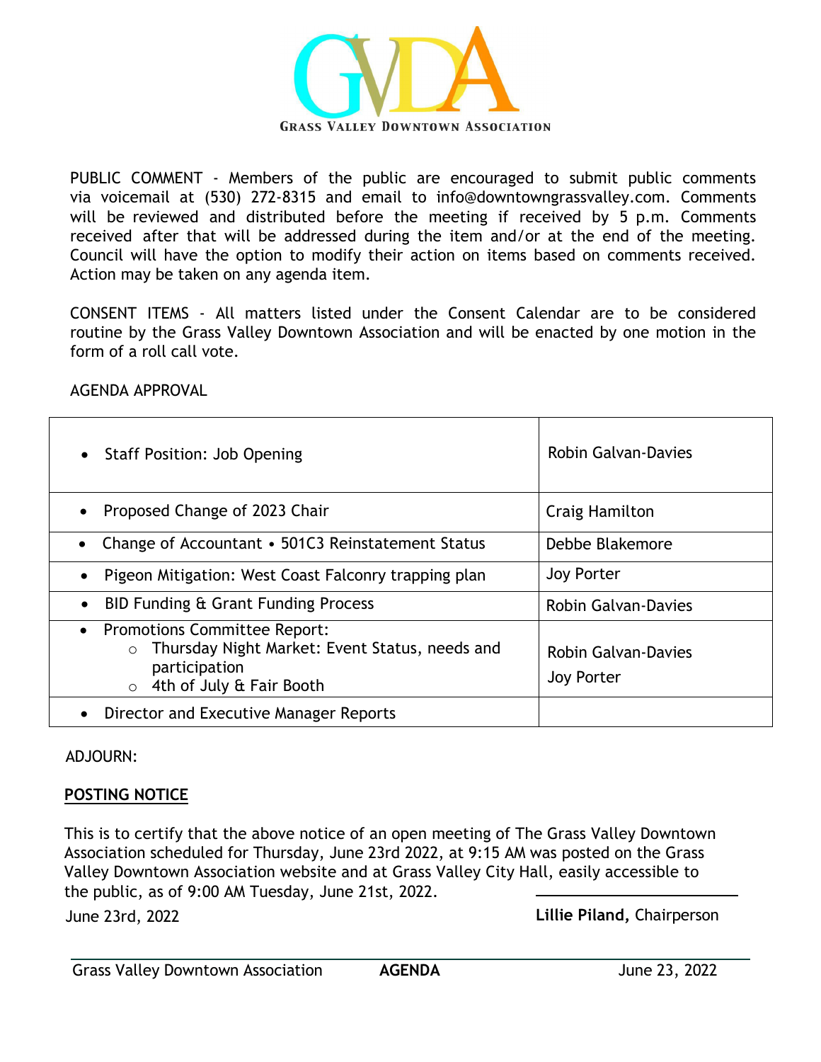GVDA

GRASS VALLEY DOWNTOWN ASSOCIATION

PUBLIC COMMENT - Members of the public are encouraged to submit public comments via voicemail at (530) 272-8315 and email to info@downtowngrassvalley.com. Comments will be reviewed and distributed before the meeting if received by 5 p.m. Comments received after that will be addressed during the item and/or at the end of the meeting. Council will have the option to modify their action on items based on comments received. Action may be taken on any agenda item.

CONSENT ITEMS - All matters listed under the Consent Calendar are to be considered routine by the Grass Valley Downtown Association and will be enacted by one motion in the form of a roll call vote.

AGENDA APPROVAL

| | |
|---|---|
| • Staff Position: Job Opening | Robin Galvan-Davies |
| • Proposed Change of 2023 Chair | Craig Hamilton |
| • Change of Accountant • 501C3 Reinstatement Status | Debbe Blakemore |
| • Pigeon Mitigation: West Coast Falconry trapping plan | Joy Porter |
| • BID Funding & Grant Funding Process | Robin Galvan-Davies |
| • Promotions Committee Report:<br>○ Thursday Night Market: Event Status, needs and participation<br>○ 4th of July & Fair Booth | Robin Galvan-Davies<br>Joy Porter |
| • Director and Executive Manager Reports | |

ADJOURN:

**POSTING NOTICE**

This is to certify that the above notice of an open meeting of The Grass Valley Downtown Association scheduled for Thursday, June 23rd 2022, at 9:15 AM was posted on the Grass Valley Downtown Association website and at Grass Valley City Hall, easily accessible to the public, as of 9:00 AM Tuesday, June 21st, 2022.

June 23rd, 2022

**Lillie Piland,** Chairperson